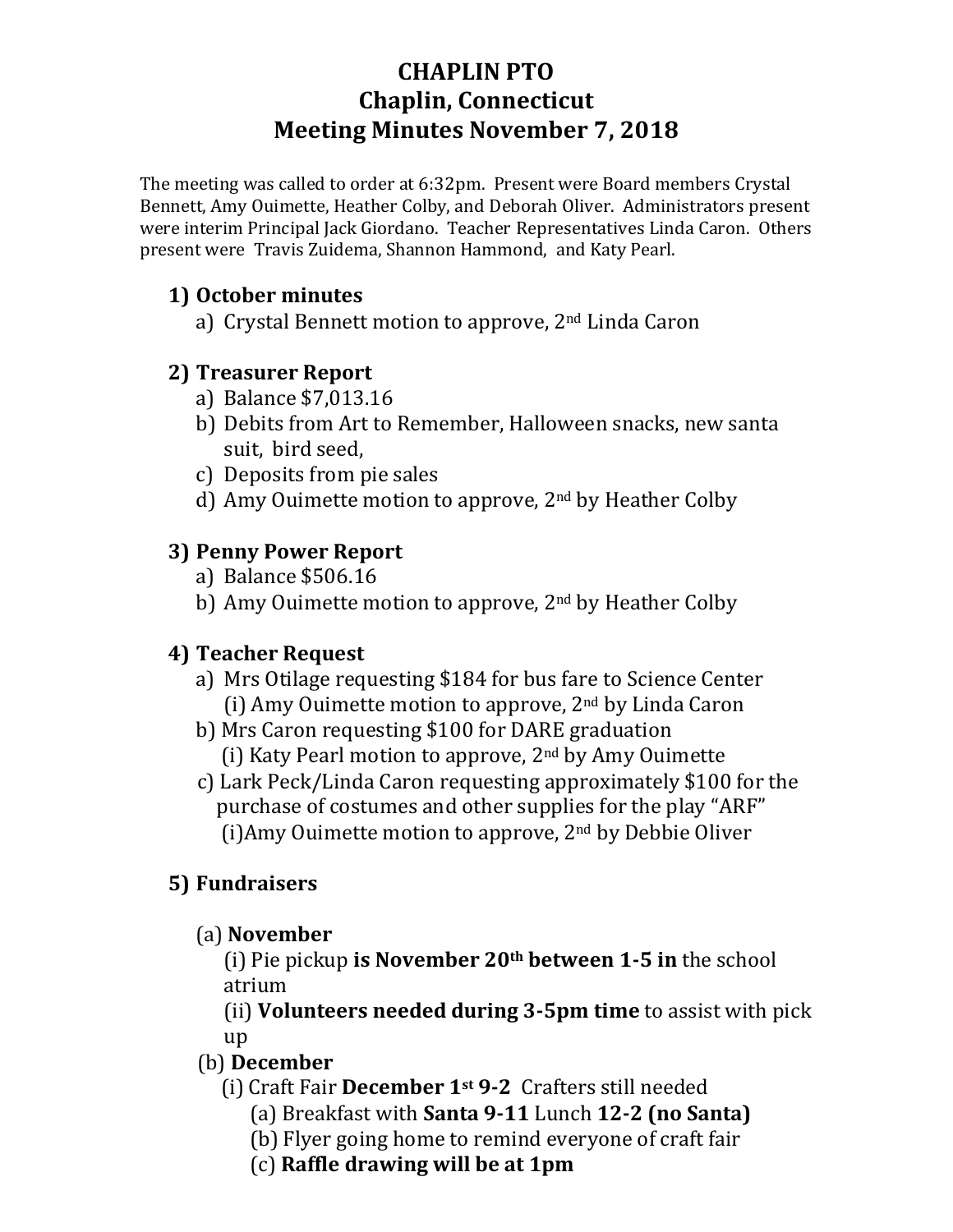# CHAPLIN PTO
# Chaplin, Connecticut
# Meeting Minutes November 7, 2018

The meeting was called to order at 6:32pm. Present were Board members Crystal Bennett, Amy Ouimette, Heather Colby, and Deborah Oliver. Administrators present were interim Principal Jack Giordano. Teacher Representatives Linda Caron. Others present were Travis Zuidema, Shannon Hammond, and Katy Pearl.

## 1) October minutes

a) Crystal Bennett motion to approve, 2nd Linda Caron

## 2) Treasurer Report

a) Balance $7,013.16

b) Debits from Art to Remember, Halloween snacks, new santa suit, bird seed,

c) Deposits from pie sales

d) Amy Ouimette motion to approve, 2nd by Heather Colby

## 3) Penny Power Report

a) Balance $506.16

b) Amy Ouimette motion to approve, 2nd by Heather Colby

## 4) Teacher Request

a) Mrs Otilage requesting $184 for bus fare to Science Center

(i) Amy Ouimette motion to approve, 2nd by Linda Caron

b) Mrs Caron requesting $100 for DARE graduation

(i) Katy Pearl motion to approve, 2nd by Amy Ouimette

c) Lark Peck/Linda Caron requesting approximately $100 for the purchase of costumes and other supplies for the play "ARF"

(i)Amy Ouimette motion to approve, 2nd by Debbie Oliver

## 5) Fundraisers

(a) **November**

(i) Pie pickup **is November 20th between 1-5 in** the school atrium

(ii) **Volunteers needed during 3-5pm time** to assist with pick up

(b) **December**

(i) Craft Fair **December 1st 9-2** Crafters still needed

(a) Breakfast with **Santa 9-11** Lunch **12-2 (no Santa)**

(b) Flyer going home to remind everyone of craft fair

(c) **Raffle drawing will be at 1pm**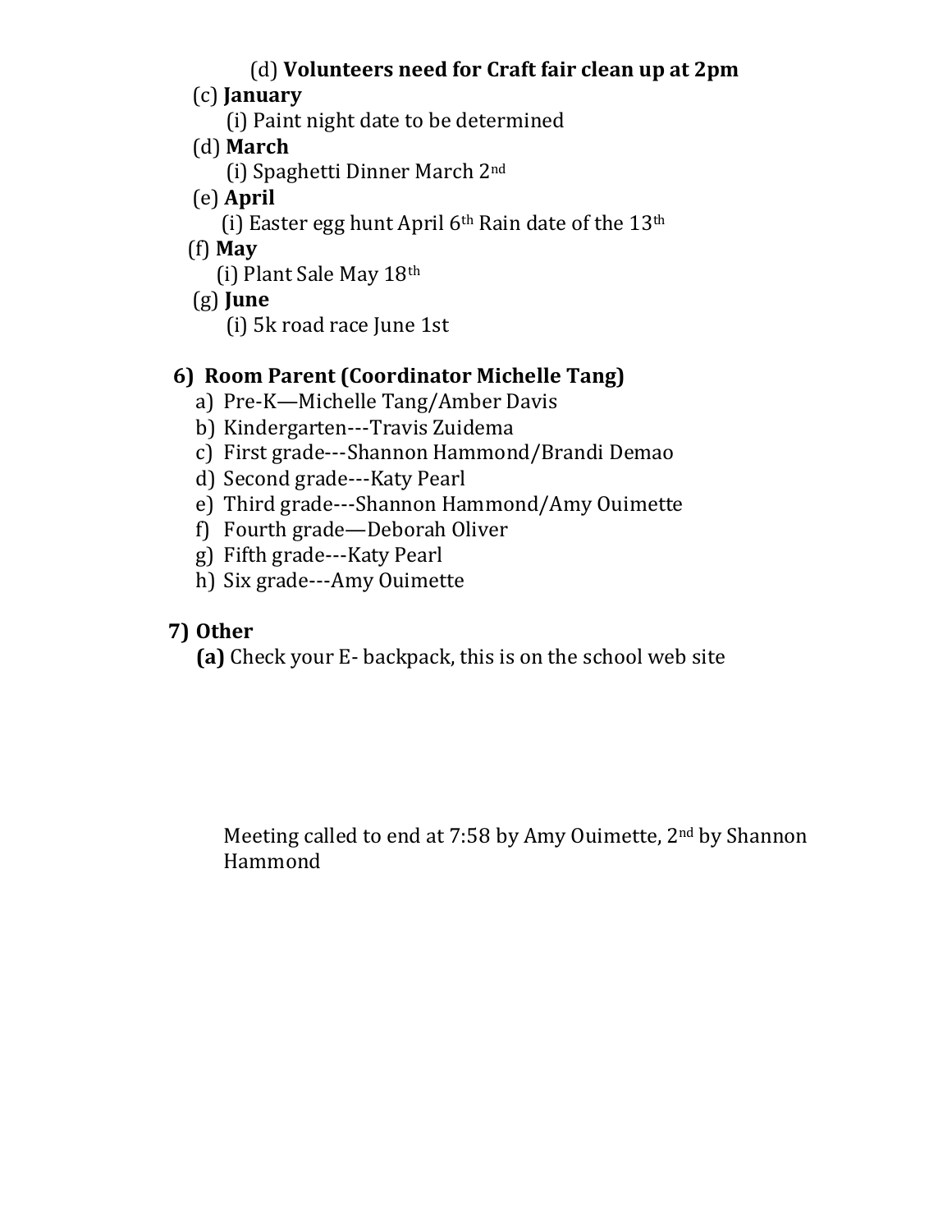(d) **Volunteers need for Craft fair clean up at 2pm**

(c) **January**

(i) Paint night date to be determined

(d) **March**

(i) Spaghetti Dinner March 2nd

(e) **April**

(i) Easter egg hunt April 6th Rain date of the 13th

(f) **May**

(i) Plant Sale May 18th

(g) **June**

(i) 5k road race June 1st

**6) Room Parent (Coordinator Michelle Tang)**

a) Pre-K—Michelle Tang/Amber Davis
b) Kindergarten---Travis Zuidema
c) First grade---Shannon Hammond/Brandi Demao
d) Second grade---Katy Pearl
e) Third grade---Shannon Hammond/Amy Ouimette
f) Fourth grade—Deborah Oliver
g) Fifth grade---Katy Pearl
h) Six grade---Amy Ouimette

**7) Other**

**(a)** Check your E- backpack, this is on the school web site

Meeting called to end at 7:58 by Amy Ouimette, 2nd by Shannon Hammond